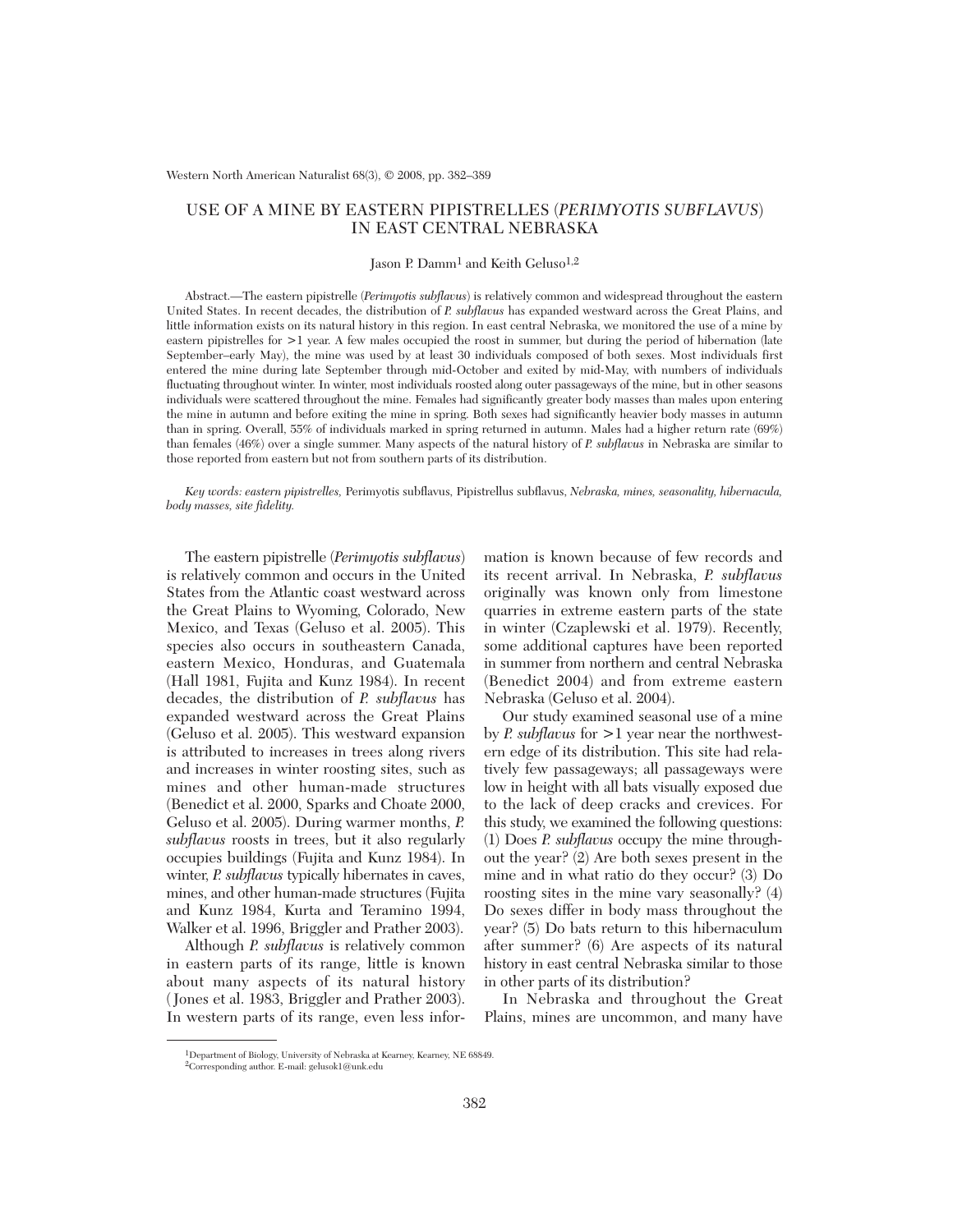# USE OF A MINE BY EASTERN PIPISTRELLES (*PERIMYOTIS SUBFLAVUS*) IN EAST CENTRAL NEBRASKA

Jason P. Damm[1] and Keith Geluso[1,2]

Abstract.—The eastern pipistrelle (*Perimyotis subflavus*) is relatively common and widespread throughout the eastern United States. In recent decades, the distribution of *P. subflavus* has expanded westward across the Great Plains, and little information exists on its natural history in this region. In east central Nebraska, we monitored the use of a mine by eastern pipistrelles for >1 year. A few males occupied the roost in summer, but during the period of hibernation (late September–early May), the mine was used by at least 30 individuals composed of both sexes. Most individuals first entered the mine during late September through mid-October and exited by mid-May, with numbers of individuals fluctuating throughout winter. In winter, most individuals roosted along outer passageways of the mine, but in other seasons individuals were scattered throughout the mine. Females had significantly greater body masses than males upon entering the mine in autumn and before exiting the mine in spring. Both sexes had significantly heavier body masses in autumn than in spring. Overall, 55% of individuals marked in spring returned in autumn. Males had a higher return rate (69%) than females (46%) over a single summer. Many aspects of the natural history of *P. subflavus* in Nebraska are similar to those reported from eastern but not from southern parts of its distribution.

*Key words: eastern pipistrelles,* Perimyotis subflavus, Pipistrellus subflavus, *Nebraska, mines, seasonality, hibernacula, body masses, site fidelity.*

The eastern pipistrelle (*Perimyotis subflavus*) is relatively common and occurs in the United States from the Atlantic coast westward across the Great Plains to Wyoming, Colorado, New Mexico, and Texas (Geluso et al. 2005). This species also occurs in southeastern Canada, eastern Mexico, Honduras, and Guatemala (Hall 1981, Fujita and Kunz 1984). In recent decades, the distribution of *P. subflavus* has expanded westward across the Great Plains (Geluso et al. 2005). This westward expansion is attributed to increases in trees along rivers and increases in winter roosting sites, such as mines and other human-made structures (Benedict et al. 2000, Sparks and Choate 2000, Geluso et al. 2005). During warmer months, *P. subflavus* roosts in trees, but it also regularly occupies buildings (Fujita and Kunz 1984). In winter, *P. subflavus* typically hibernates in caves, mines, and other human-made structures (Fujita and Kunz 1984, Kurta and Teramino 1994, Walker et al. 1996, Briggler and Prather 2003).

Although *P. subflavus* is relatively common in eastern parts of its range, little is known about many aspects of its natural history (Jones et al. 1983, Briggler and Prather 2003). In western parts of its range, even less information is known because of few records and its recent arrival. In Nebraska, *P. subflavus* originally was known only from limestone quarries in extreme eastern parts of the state in winter (Czaplewski et al. 1979). Recently, some additional captures have been reported in summer from northern and central Nebraska (Benedict 2004) and from extreme eastern Nebraska (Geluso et al. 2004).

Our study examined seasonal use of a mine by *P. subflavus* for >1 year near the northwestern edge of its distribution. This site had relatively few passageways; all passageways were low in height with all bats visually exposed due to the lack of deep cracks and crevices. For this study, we examined the following questions: (1) Does *P. subflavus* occupy the mine throughout the year? (2) Are both sexes present in the mine and in what ratio do they occur? (3) Do roosting sites in the mine vary seasonally? (4) Do sexes differ in body mass throughout the year? (5) Do bats return to this hibernaculum after summer? (6) Are aspects of its natural history in east central Nebraska similar to those in other parts of its distribution?

In Nebraska and throughout the Great Plains, mines are uncommon, and many have

[1]Department of Biology, University of Nebraska at Kearney, Kearney, NE 68849.

[2]Corresponding author. E-mail: gelusok1@unk.edu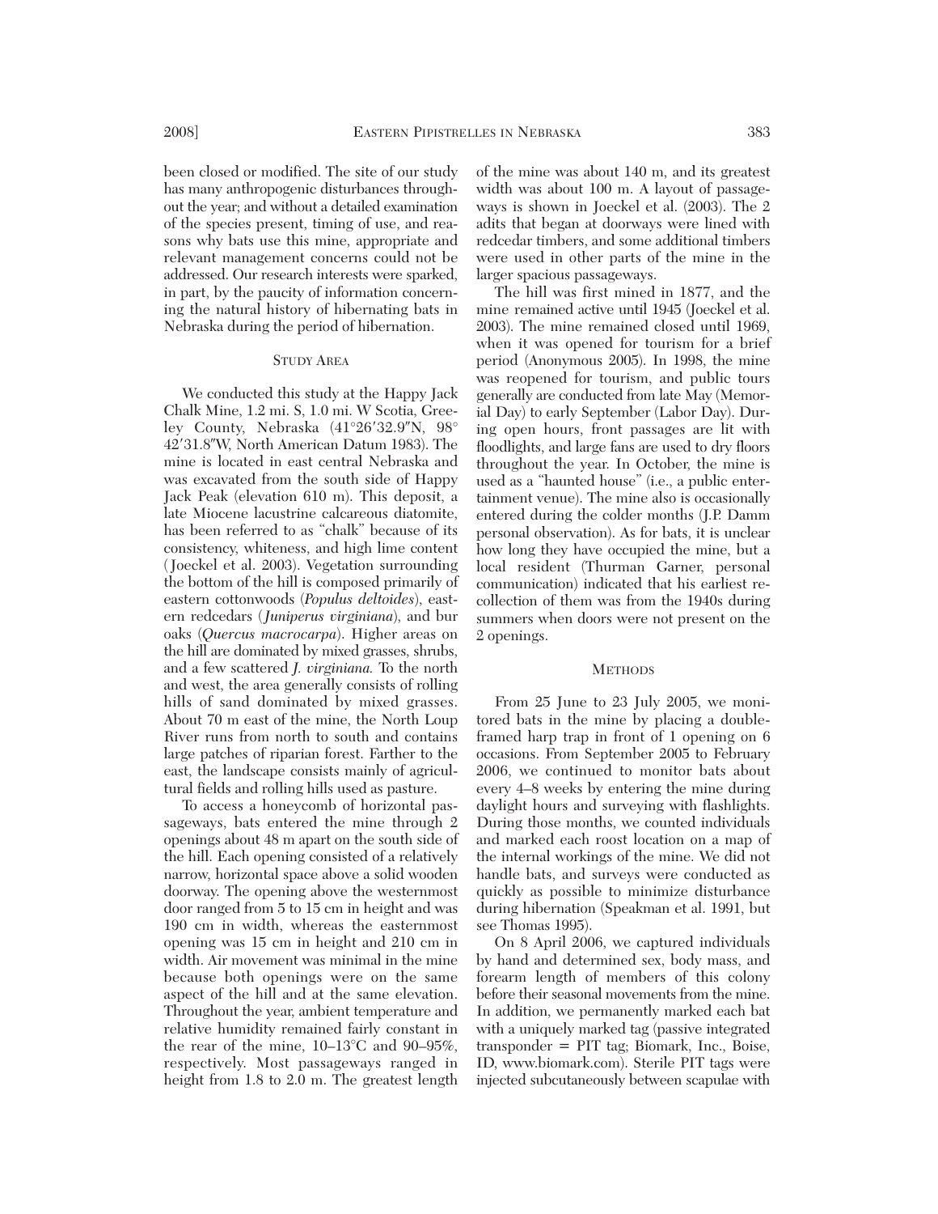been closed or modified. The site of our study has many anthropogenic disturbances throughout the year; and without a detailed examination of the species present, timing of use, and reasons why bats use this mine, appropriate and relevant management concerns could not be addressed. Our research interests were sparked, in part, by the paucity of information concerning the natural history of hibernating bats in Nebraska during the period of hibernation.

## Study Area

We conducted this study at the Happy Jack Chalk Mine, 1.2 mi. S, 1.0 mi. W Scotia, Greeley County, Nebraska (41°26′32.9″N, 98° 42′31.8″W, North American Datum 1983). The mine is located in east central Nebraska and was excavated from the south side of Happy Jack Peak (elevation 610 m). This deposit, a late Miocene lacustrine calcareous diatomite, has been referred to as "chalk" because of its consistency, whiteness, and high lime content (Joeckel et al. 2003). Vegetation surrounding the bottom of the hill is composed primarily of eastern cottonwoods (*Populus deltoides*), eastern redcedars (*Juniperus virginiana*), and bur oaks (*Quercus macrocarpa*). Higher areas on the hill are dominated by mixed grasses, shrubs, and a few scattered *J. virginiana.* To the north and west, the area generally consists of rolling hills of sand dominated by mixed grasses. About 70 m east of the mine, the North Loup River runs from north to south and contains large patches of riparian forest. Farther to the east, the landscape consists mainly of agricultural fields and rolling hills used as pasture.

To access a honeycomb of horizontal passageways, bats entered the mine through 2 openings about 48 m apart on the south side of the hill. Each opening consisted of a relatively narrow, horizontal space above a solid wooden doorway. The opening above the westernmost door ranged from 5 to 15 cm in height and was 190 cm in width, whereas the easternmost opening was 15 cm in height and 210 cm in width. Air movement was minimal in the mine because both openings were on the same aspect of the hill and at the same elevation. Throughout the year, ambient temperature and relative humidity remained fairly constant in the rear of the mine, 10–13°C and 90–95%, respectively. Most passageways ranged in height from 1.8 to 2.0 m. The greatest length of the mine was about 140 m, and its greatest width was about 100 m. A layout of passageways is shown in Joeckel et al. (2003). The 2 adits that began at doorways were lined with redcedar timbers, and some additional timbers were used in other parts of the mine in the larger spacious passageways.

The hill was first mined in 1877, and the mine remained active until 1945 (Joeckel et al. 2003). The mine remained closed until 1969, when it was opened for tourism for a brief period (Anonymous 2005). In 1998, the mine was reopened for tourism, and public tours generally are conducted from late May (Memorial Day) to early September (Labor Day). During open hours, front passages are lit with floodlights, and large fans are used to dry floors throughout the year. In October, the mine is used as a "haunted house" (i.e., a public entertainment venue). The mine also is occasionally entered during the colder months (J.P. Damm personal observation). As for bats, it is unclear how long they have occupied the mine, but a local resident (Thurman Garner, personal communication) indicated that his earliest recollection of them was from the 1940s during summers when doors were not present on the 2 openings.

## Methods

From 25 June to 23 July 2005, we monitored bats in the mine by placing a double-framed harp trap in front of 1 opening on 6 occasions. From September 2005 to February 2006, we continued to monitor bats about every 4–8 weeks by entering the mine during daylight hours and surveying with flashlights. During those months, we counted individuals and marked each roost location on a map of the internal workings of the mine. We did not handle bats, and surveys were conducted as quickly as possible to minimize disturbance during hibernation (Speakman et al. 1991, but see Thomas 1995).

On 8 April 2006, we captured individuals by hand and determined sex, body mass, and forearm length of members of this colony before their seasonal movements from the mine. In addition, we permanently marked each bat with a uniquely marked tag (passive integrated transponder = PIT tag; Biomark, Inc., Boise, ID, www.biomark.com). Sterile PIT tags were injected subcutaneously between scapulae with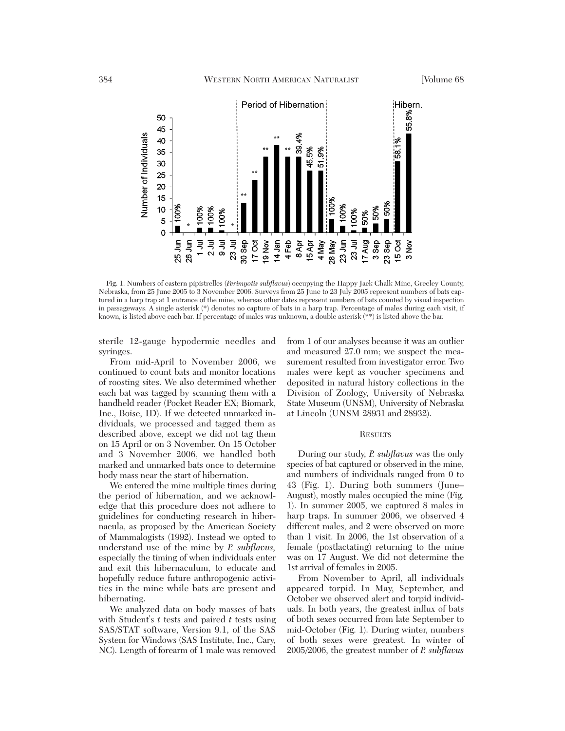Fig. 1. Numbers of eastern pipistrelles (*Perimyotis subflavus*) occupying the Happy Jack Chalk Mine, Greeley County, Nebraska, from 25 June 2005 to 3 November 2006. Surveys from 25 June to 23 July 2005 represent numbers of bats captured in a harp trap at 1 entrance of the mine, whereas other dates represent numbers of bats counted by visual inspection in passageways. A single asterisk (*) denotes no capture of bats in a harp trap. Percentage of males during each visit, if known, is listed above each bar. If percentage of males was unknown, a double asterisk (**) is listed above the bar.

sterile 12-gauge hypodermic needles and syringes.

From mid-April to November 2006, we continued to count bats and monitor locations of roosting sites. We also determined whether each bat was tagged by scanning them with a handheld reader (Pocket Reader EX; Biomark, Inc., Boise, ID). If we detected unmarked individuals, we processed and tagged them as described above, except we did not tag them on 15 April or on 3 November. On 15 October and 3 November 2006, we handled both marked and unmarked bats once to determine body mass near the start of hibernation.

We entered the mine multiple times during the period of hibernation, and we acknowledge that this procedure does not adhere to guidelines for conducting research in hibernacula, as proposed by the American Society of Mammalogists (1992). Instead we opted to understand use of the mine by *P. subflavus*, especially the timing of when individuals enter and exit this hibernaculum, to educate and hopefully reduce future anthropogenic activities in the mine while bats are present and hibernating.

We analyzed data on body masses of bats with Student's *t* tests and paired *t* tests using SAS/STAT software, Version 9.1, of the SAS System for Windows (SAS Institute, Inc., Cary, NC). Length of forearm of 1 male was removed from 1 of our analyses because it was an outlier and measured 27.0 mm; we suspect the measurement resulted from investigator error. Two males were kept as voucher specimens and deposited in natural history collections in the Division of Zoology, University of Nebraska State Museum (UNSM), University of Nebraska at Lincoln (UNSM 28931 and 28932).

## Results

During our study, *P. subflavus* was the only species of bat captured or observed in the mine, and numbers of individuals ranged from 0 to 43 (Fig. 1). During both summers (June–August), mostly males occupied the mine (Fig. 1). In summer 2005, we captured 8 males in harp traps. In summer 2006, we observed 4 different males, and 2 were observed on more than 1 visit. In 2006, the 1st observation of a female (postlactating) returning to the mine was on 17 August. We did not determine the 1st arrival of females in 2005.

From November to April, all individuals appeared torpid. In May, September, and October we observed alert and torpid individuals. In both years, the greatest influx of bats of both sexes occurred from late September to mid-October (Fig. 1). During winter, numbers of both sexes were greatest. In winter of 2005/2006, the greatest number of *P. subflavus*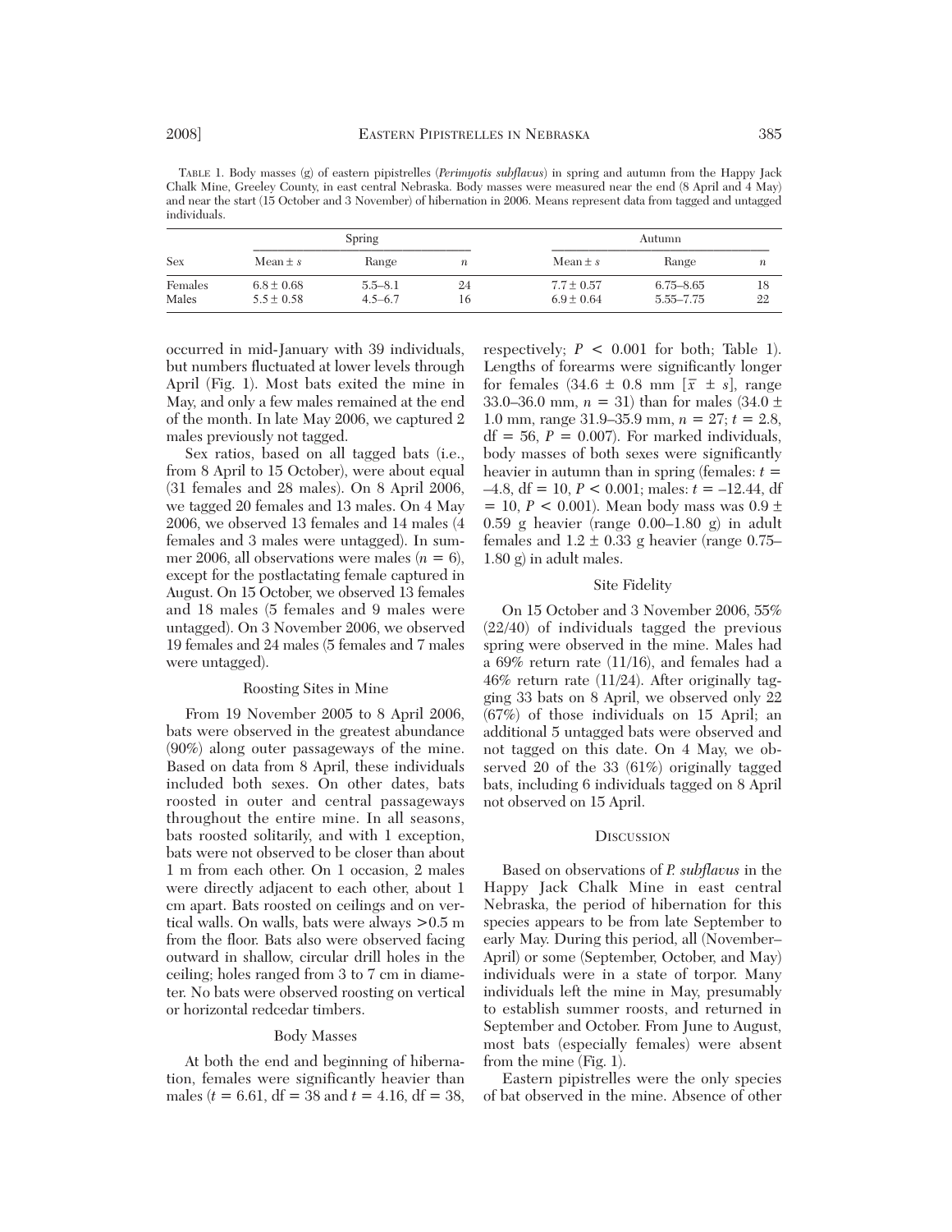TABLE 1. Body masses (g) of eastern pipistrelles (*Perimyotis subflavus*) in spring and autumn from the Happy Jack Chalk Mine, Greeley County, in east central Nebraska. Body masses were measured near the end (8 April and 4 May) and near the start (15 October and 3 November) of hibernation in 2006. Means represent data from tagged and untagged individuals.

| Sex | Spring | | | Autumn | | |
|---|---|---|---|---|---|---|
| | Mean ± $s$ | Range | $n$ | Mean ± $s$ | Range | $n$ |
| Females | 6.8 ± 0.68 | 5.5–8.1 | 24 | 7.7 ± 0.57 | 6.75–8.65 | 18 |
| Males | 5.5 ± 0.58 | 4.5–6.7 | 16 | 6.9 ± 0.64 | 5.55–7.75 | 22 |

occurred in mid-January with 39 individuals, but numbers fluctuated at lower levels through April (Fig. 1). Most bats exited the mine in May, and only a few males remained at the end of the month. In late May 2006, we captured 2 males previously not tagged.

Sex ratios, based on all tagged bats (i.e., from 8 April to 15 October), were about equal (31 females and 28 males). On 8 April 2006, we tagged 20 females and 13 males. On 4 May 2006, we observed 13 females and 14 males (4 females and 3 males were untagged). In summer 2006, all observations were males ($n$ = 6), except for the postlactating female captured in August. On 15 October, we observed 13 females and 18 males (5 females and 9 males were untagged). On 3 November 2006, we observed 19 females and 24 males (5 females and 7 males were untagged).

### Roosting Sites in Mine

From 19 November 2005 to 8 April 2006, bats were observed in the greatest abundance (90%) along outer passageways of the mine. Based on data from 8 April, these individuals included both sexes. On other dates, bats roosted in outer and central passageways throughout the entire mine. In all seasons, bats roosted solitarily, and with 1 exception, bats were not observed to be closer than about 1 m from each other. On 1 occasion, 2 males were directly adjacent to each other, about 1 cm apart. Bats roosted on ceilings and on vertical walls. On walls, bats were always >0.5 m from the floor. Bats also were observed facing outward in shallow, circular drill holes in the ceiling; holes ranged from 3 to 7 cm in diameter. No bats were observed roosting on vertical or horizontal redcedar timbers.

### Body Masses

At both the end and beginning of hibernation, females were significantly heavier than males ($t$ = 6.61, df = 38 and $t$ = 4.16, df = 38, respectively; $P$ < 0.001 for both; Table 1). Lengths of forearms were significantly longer for females (34.6 ± 0.8 mm [$\bar{x}$ ± $s$], range 33.0–36.0 mm, $n$ = 31) than for males (34.0 ± 1.0 mm, range 31.9–35.9 mm, $n$ = 27; $t$ = 2.8, df = 56, $P$ = 0.007). For marked individuals, body masses of both sexes were significantly heavier in autumn than in spring (females: $t$ = –4.8, df = 10, $P$ < 0.001; males: $t$ = –12.44, df = 10, $P$ < 0.001). Mean body mass was 0.9 ± 0.59 g heavier (range 0.00–1.80 g) in adult females and 1.2 ± 0.33 g heavier (range 0.75–1.80 g) in adult males.

### Site Fidelity

On 15 October and 3 November 2006, 55% (22/40) of individuals tagged the previous spring were observed in the mine. Males had a 69% return rate (11/16), and females had a 46% return rate (11/24). After originally tagging 33 bats on 8 April, we observed only 22 (67%) of those individuals on 15 April; an additional 5 untagged bats were observed and not tagged on this date. On 4 May, we observed 20 of the 33 (61%) originally tagged bats, including 6 individuals tagged on 8 April not observed on 15 April.

## DISCUSSION

Based on observations of *P. subflavus* in the Happy Jack Chalk Mine in east central Nebraska, the period of hibernation for this species appears to be from late September to early May. During this period, all (November–April) or some (September, October, and May) individuals were in a state of torpor. Many individuals left the mine in May, presumably to establish summer roosts, and returned in September and October. From June to August, most bats (especially females) were absent from the mine (Fig. 1).

Eastern pipistrelles were the only species of bat observed in the mine. Absence of other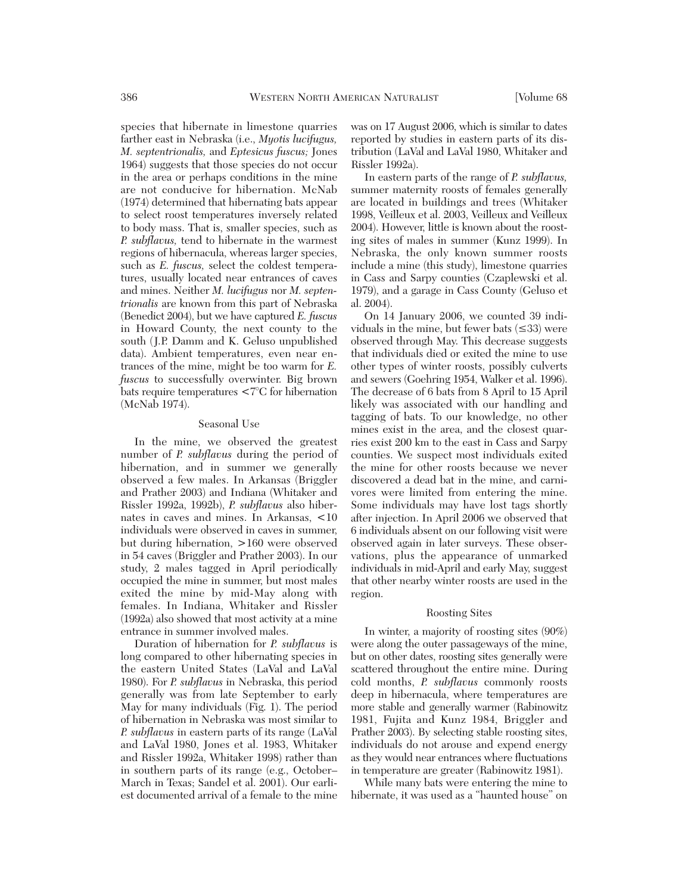species that hibernate in limestone quarries farther east in Nebraska (i.e., *Myotis lucifugus, M. septentrionalis,* and *Eptesicus fuscus;* Jones 1964) suggests that those species do not occur in the area or perhaps conditions in the mine are not conducive for hibernation. McNab (1974) determined that hibernating bats appear to select roost temperatures inversely related to body mass. That is, smaller species, such as *P. subflavus,* tend to hibernate in the warmest regions of hibernacula, whereas larger species, such as *E. fuscus,* select the coldest temperatures, usually located near entrances of caves and mines. Neither *M. lucifugus* nor *M. septentrionalis* are known from this part of Nebraska (Benedict 2004), but we have captured *E. fuscus* in Howard County, the next county to the south (J.P. Damm and K. Geluso unpublished data). Ambient temperatures, even near entrances of the mine, might be too warm for *E. fuscus* to successfully overwinter. Big brown bats require temperatures <7°C for hibernation (McNab 1974).

### Seasonal Use

In the mine, we observed the greatest number of *P. subflavus* during the period of hibernation, and in summer we generally observed a few males. In Arkansas (Briggler and Prather 2003) and Indiana (Whitaker and Rissler 1992a, 1992b), *P. subflavus* also hibernates in caves and mines. In Arkansas, <10 individuals were observed in caves in summer, but during hibernation, >160 were observed in 54 caves (Briggler and Prather 2003). In our study, 2 males tagged in April periodically occupied the mine in summer, but most males exited the mine by mid-May along with females. In Indiana, Whitaker and Rissler (1992a) also showed that most activity at a mine entrance in summer involved males.

Duration of hibernation for *P. subflavus* is long compared to other hibernating species in the eastern United States (LaVal and LaVal 1980). For *P. subflavus* in Nebraska, this period generally was from late September to early May for many individuals (Fig. 1). The period of hibernation in Nebraska was most similar to *P. subflavus* in eastern parts of its range (LaVal and LaVal 1980, Jones et al. 1983, Whitaker and Rissler 1992a, Whitaker 1998) rather than in southern parts of its range (e.g., October–March in Texas; Sandel et al. 2001). Our earliest documented arrival of a female to the mine was on 17 August 2006, which is similar to dates reported by studies in eastern parts of its distribution (LaVal and LaVal 1980, Whitaker and Rissler 1992a).

In eastern parts of the range of *P. subflavus,* summer maternity roosts of females generally are located in buildings and trees (Whitaker 1998, Veilleux et al. 2003, Veilleux and Veilleux 2004). However, little is known about the roosting sites of males in summer (Kunz 1999). In Nebraska, the only known summer roosts include a mine (this study), limestone quarries in Cass and Sarpy counties (Czaplewski et al. 1979), and a garage in Cass County (Geluso et al. 2004).

On 14 January 2006, we counted 39 individuals in the mine, but fewer bats (≤33) were observed through May. This decrease suggests that individuals died or exited the mine to use other types of winter roosts, possibly culverts and sewers (Goehring 1954, Walker et al. 1996). The decrease of 6 bats from 8 April to 15 April likely was associated with our handling and tagging of bats. To our knowledge, no other mines exist in the area, and the closest quarries exist 200 km to the east in Cass and Sarpy counties. We suspect most individuals exited the mine for other roosts because we never discovered a dead bat in the mine, and carnivores were limited from entering the mine. Some individuals may have lost tags shortly after injection. In April 2006 we observed that 6 individuals absent on our following visit were observed again in later surveys. These observations, plus the appearance of unmarked individuals in mid-April and early May, suggest that other nearby winter roosts are used in the region.

### Roosting Sites

In winter, a majority of roosting sites (90%) were along the outer passageways of the mine, but on other dates, roosting sites generally were scattered throughout the entire mine. During cold months, *P. subflavus* commonly roosts deep in hibernacula, where temperatures are more stable and generally warmer (Rabinowitz 1981, Fujita and Kunz 1984, Briggler and Prather 2003). By selecting stable roosting sites, individuals do not arouse and expend energy as they would near entrances where fluctuations in temperature are greater (Rabinowitz 1981).

While many bats were entering the mine to hibernate, it was used as a "haunted house" on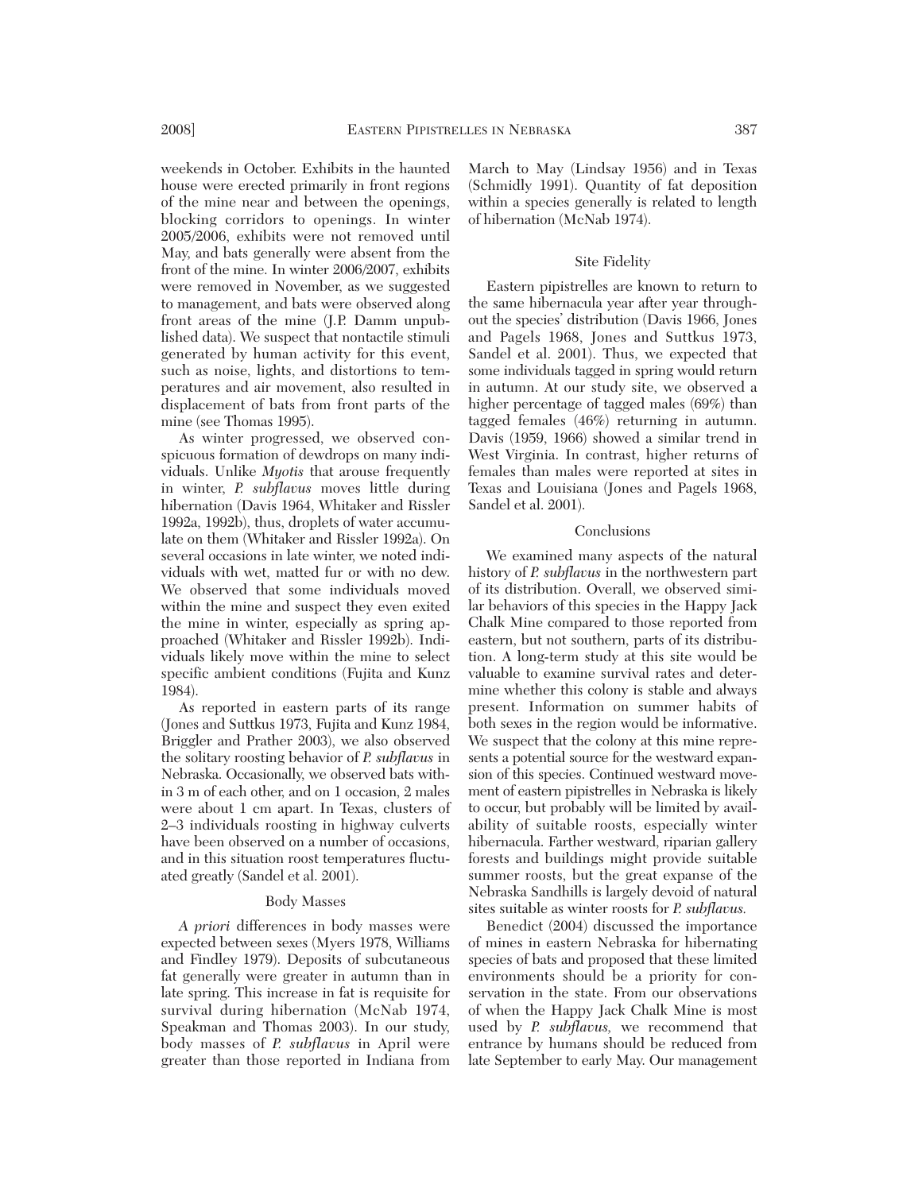weekends in October. Exhibits in the haunted house were erected primarily in front regions of the mine near and between the openings, blocking corridors to openings. In winter 2005/2006, exhibits were not removed until May, and bats generally were absent from the front of the mine. In winter 2006/2007, exhibits were removed in November, as we suggested to management, and bats were observed along front areas of the mine (J.P. Damm unpublished data). We suspect that nontactile stimuli generated by human activity for this event, such as noise, lights, and distortions to temperatures and air movement, also resulted in displacement of bats from front parts of the mine (see Thomas 1995).

As winter progressed, we observed conspicuous formation of dewdrops on many individuals. Unlike *Myotis* that arouse frequently in winter, *P. subflavus* moves little during hibernation (Davis 1964, Whitaker and Rissler 1992a, 1992b), thus, droplets of water accumulate on them (Whitaker and Rissler 1992a). On several occasions in late winter, we noted individuals with wet, matted fur or with no dew. We observed that some individuals moved within the mine and suspect they even exited the mine in winter, especially as spring approached (Whitaker and Rissler 1992b). Individuals likely move within the mine to select specific ambient conditions (Fujita and Kunz 1984).

As reported in eastern parts of its range (Jones and Suttkus 1973, Fujita and Kunz 1984, Briggler and Prather 2003), we also observed the solitary roosting behavior of *P. subflavus* in Nebraska. Occasionally, we observed bats within 3 m of each other, and on 1 occasion, 2 males were about 1 cm apart. In Texas, clusters of 2–3 individuals roosting in highway culverts have been observed on a number of occasions, and in this situation roost temperatures fluctuated greatly (Sandel et al. 2001).

### Body Masses

*A priori* differences in body masses were expected between sexes (Myers 1978, Williams and Findley 1979). Deposits of subcutaneous fat generally were greater in autumn than in late spring. This increase in fat is requisite for survival during hibernation (McNab 1974, Speakman and Thomas 2003). In our study, body masses of *P. subflavus* in April were greater than those reported in Indiana from March to May (Lindsay 1956) and in Texas (Schmidly 1991). Quantity of fat deposition within a species generally is related to length of hibernation (McNab 1974).

### Site Fidelity

Eastern pipistrelles are known to return to the same hibernacula year after year throughout the species' distribution (Davis 1966, Jones and Pagels 1968, Jones and Suttkus 1973, Sandel et al. 2001). Thus, we expected that some individuals tagged in spring would return in autumn. At our study site, we observed a higher percentage of tagged males (69%) than tagged females (46%) returning in autumn. Davis (1959, 1966) showed a similar trend in West Virginia. In contrast, higher returns of females than males were reported at sites in Texas and Louisiana (Jones and Pagels 1968, Sandel et al. 2001).

### Conclusions

We examined many aspects of the natural history of *P. subflavus* in the northwestern part of its distribution. Overall, we observed similar behaviors of this species in the Happy Jack Chalk Mine compared to those reported from eastern, but not southern, parts of its distribution. A long-term study at this site would be valuable to examine survival rates and determine whether this colony is stable and always present. Information on summer habits of both sexes in the region would be informative. We suspect that the colony at this mine represents a potential source for the westward expansion of this species. Continued westward movement of eastern pipistrelles in Nebraska is likely to occur, but probably will be limited by availability of suitable roosts, especially winter hibernacula. Farther westward, riparian gallery forests and buildings might provide suitable summer roosts, but the great expanse of the Nebraska Sandhills is largely devoid of natural sites suitable as winter roosts for *P. subflavus.*

Benedict (2004) discussed the importance of mines in eastern Nebraska for hibernating species of bats and proposed that these limited environments should be a priority for conservation in the state. From our observations of when the Happy Jack Chalk Mine is most used by *P. subflavus,* we recommend that entrance by humans should be reduced from late September to early May. Our management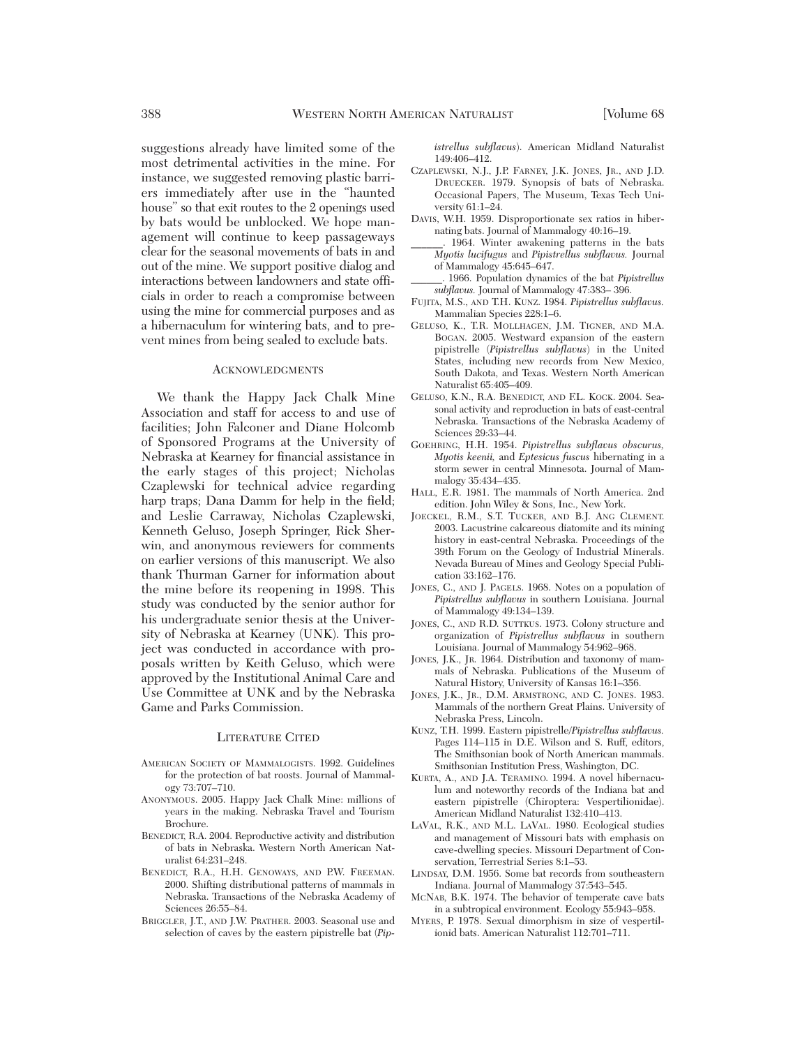suggestions already have limited some of the most detrimental activities in the mine. For instance, we suggested removing plastic barriers immediately after use in the "haunted house" so that exit routes to the 2 openings used by bats would be unblocked. We hope management will continue to keep passageways clear for the seasonal movements of bats in and out of the mine. We support positive dialog and interactions between landowners and state officials in order to reach a compromise between using the mine for commercial purposes and as a hibernaculum for wintering bats, and to prevent mines from being sealed to exclude bats.

## Acknowledgments

We thank the Happy Jack Chalk Mine Association and staff for access to and use of facilities; John Falconer and Diane Holcomb of Sponsored Programs at the University of Nebraska at Kearney for financial assistance in the early stages of this project; Nicholas Czaplewski for technical advice regarding harp traps; Dana Damm for help in the field; and Leslie Carraway, Nicholas Czaplewski, Kenneth Geluso, Joseph Springer, Rick Sherwin, and anonymous reviewers for comments on earlier versions of this manuscript. We also thank Thurman Garner for information about the mine before its reopening in 1998. This study was conducted by the senior author for his undergraduate senior thesis at the University of Nebraska at Kearney (UNK). This project was conducted in accordance with proposals written by Keith Geluso, which were approved by the Institutional Animal Care and Use Committee at UNK and by the Nebraska Game and Parks Commission.

## Literature Cited

American Society of Mammalogists. 1992. Guidelines for the protection of bat roosts. Journal of Mammalogy 73:707–710.

Anonymous. 2005. Happy Jack Chalk Mine: millions of years in the making. Nebraska Travel and Tourism Brochure.

Benedict, R.A. 2004. Reproductive activity and distribution of bats in Nebraska. Western North American Naturalist 64:231–248.

Benedict, R.A., H.H. Genoways, and P.W. Freeman. 2000. Shifting distributional patterns of mammals in Nebraska. Transactions of the Nebraska Academy of Sciences 26:55–84.

Briggler, J.T., and J.W. Prather. 2003. Seasonal use and selection of caves by the eastern pipistrelle bat (*Pipistrellus subflavus*). American Midland Naturalist 149:406–412.

Czaplewski, N.J., J.P. Farney, J.K. Jones, Jr., and J.D. Druecker. 1979. Synopsis of bats of Nebraska. Occasional Papers, The Museum, Texas Tech University 61:1–24.

Davis, W.H. 1959. Disproportionate sex ratios in hibernating bats. Journal of Mammalogy 40:16–19.

\_\_\_\_\_\_. 1964. Winter awakening patterns in the bats *Myotis lucifugus* and *Pipistrellus subflavus.* Journal of Mammalogy 45:645–647.

\_\_\_\_\_\_. 1966. Population dynamics of the bat *Pipistrellus subflavus.* Journal of Mammalogy 47:383– 396.

Fujita, M.S., and T.H. Kunz. 1984. *Pipistrellus subflavus.* Mammalian Species 228:1–6.

Geluso, K., T.R. Mollhagen, J.M. Tigner, and M.A. Bogan. 2005. Westward expansion of the eastern pipistrelle (*Pipistrellus subflavus*) in the United States, including new records from New Mexico, South Dakota, and Texas. Western North American Naturalist 65:405–409.

Geluso, K.N., R.A. Benedict, and F.L. Kock. 2004. Seasonal activity and reproduction in bats of east-central Nebraska. Transactions of the Nebraska Academy of Sciences 29:33–44.

Goehring, H.H. 1954. *Pipistrellus subflavus obscurus, Myotis keenii,* and *Eptesicus fuscus* hibernating in a storm sewer in central Minnesota. Journal of Mammalogy 35:434–435.

Hall, E.R. 1981. The mammals of North America. 2nd edition. John Wiley & Sons, Inc., New York.

Joeckel, R.M., S.T. Tucker, and B.J. Ang Clement. 2003. Lacustrine calcareous diatomite and its mining history in east-central Nebraska. Proceedings of the 39th Forum on the Geology of Industrial Minerals. Nevada Bureau of Mines and Geology Special Publication 33:162–176.

Jones, C., and J. Pagels. 1968. Notes on a population of *Pipistrellus subflavus* in southern Louisiana. Journal of Mammalogy 49:134–139.

Jones, C., and R.D. Suttkus. 1973. Colony structure and organization of *Pipistrellus subflavus* in southern Louisiana. Journal of Mammalogy 54:962–968.

Jones, J.K., Jr. 1964. Distribution and taxonomy of mammals of Nebraska. Publications of the Museum of Natural History, University of Kansas 16:1–356.

Jones, J.K., Jr., D.M. Armstrong, and C. Jones. 1983. Mammals of the northern Great Plains. University of Nebraska Press, Lincoln.

Kunz, T.H. 1999. Eastern pipistrelle/*Pipistrellus subflavus.* Pages 114–115 in D.E. Wilson and S. Ruff, editors, The Smithsonian book of North American mammals. Smithsonian Institution Press, Washington, DC.

Kurta, A., and J.A. Teramino. 1994. A novel hibernaculum and noteworthy records of the Indiana bat and eastern pipistrelle (Chiroptera: Vespertilionidae). American Midland Naturalist 132:410–413.

LaVal, R.K., and M.L. LaVal. 1980. Ecological studies and management of Missouri bats with emphasis on cave-dwelling species. Missouri Department of Conservation, Terrestrial Series 8:1–53.

Lindsay, D.M. 1956. Some bat records from southeastern Indiana. Journal of Mammalogy 37:543–545.

McNab, B.K. 1974. The behavior of temperate cave bats in a subtropical environment. Ecology 55:943–958.

Myers, P. 1978. Sexual dimorphism in size of vespertilionid bats. American Naturalist 112:701–711.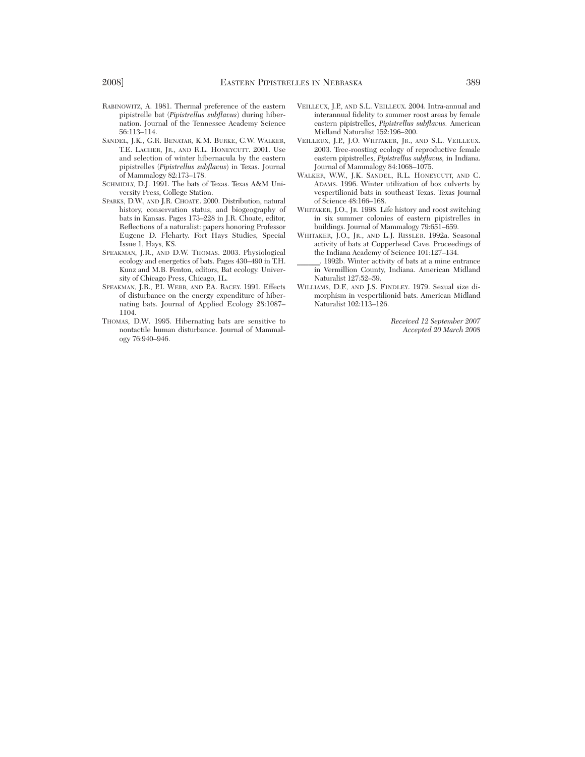RABINOWITZ, A. 1981. Thermal preference of the eastern pipistrelle bat (*Pipistrellus subflavus*) during hibernation. Journal of the Tennessee Academy Science 56:113–114.

SANDEL, J.K., G.R. BENATAR, K.M. BURKE, C.W. WALKER, T.E. LACHER, JR., AND R.L. HONEYCUTT. 2001. Use and selection of winter hibernacula by the eastern pipistrelles (*Pipistrellus subflavus*) in Texas. Journal of Mammalogy 82:173–178.

SCHMIDLY, D.J. 1991. The bats of Texas. Texas A&M University Press, College Station.

SPARKS, D.W., AND J.R. CHOATE. 2000. Distribution, natural history, conservation status, and biogeography of bats in Kansas. Pages 173–228 in J.R. Choate, editor, Reflections of a naturalist: papers honoring Professor Eugene D. Fleharty. Fort Hays Studies, Special Issue 1, Hays, KS.

SPEAKMAN, J.R., AND D.W. THOMAS. 2003. Physiological ecology and energetics of bats. Pages 430–490 in T.H. Kunz and M.B. Fenton, editors, Bat ecology. University of Chicago Press, Chicago, IL.

SPEAKMAN, J.R., P.I. WEBB, AND P.A. RACEY. 1991. Effects of disturbance on the energy expenditure of hibernating bats. Journal of Applied Ecology 28:1087–1104.

THOMAS, D.W. 1995. Hibernating bats are sensitive to nontactile human disturbance. Journal of Mammalogy 76:940–946.

VEILLEUX, J.P., AND S.L. VEILLEUX. 2004. Intra-annual and interannual fidelity to summer roost areas by female eastern pipistrelles, *Pipistrellus subflavus.* American Midland Naturalist 152:196–200.

VEILLEUX, J.P., J.O. WHITAKER, JR., AND S.L. VEILLEUX. 2003. Tree-roosting ecology of reproductive female eastern pipistrelles, *Pipistrellus subflavus,* in Indiana. Journal of Mammalogy 84:1068–1075.

WALKER, W.W., J.K. SANDEL, R.L. HONEYCUTT, AND C. ADAMS. 1996. Winter utilization of box culverts by vespertilionid bats in southeast Texas. Texas Journal of Science 48:166–168.

WHITAKER, J.O., JR. 1998. Life history and roost switching in six summer colonies of eastern pipistrelles in buildings. Journal of Mammalogy 79:651–659.

WHITAKER, J.O., JR., AND L.J. RISSLER. 1992a. Seasonal activity of bats at Copperhead Cave. Proceedings of the Indiana Academy of Science 101:127–134.

______. 1992b. Winter activity of bats at a mine entrance in Vermillion County, Indiana. American Midland Naturalist 127:52–59.

WILLIAMS, D.F., AND J.S. FINDLEY. 1979. Sexual size dimorphism in vespertilionid bats. American Midland Naturalist 102:113–126.

*Received 12 September 2007*
*Accepted 20 March 2008*